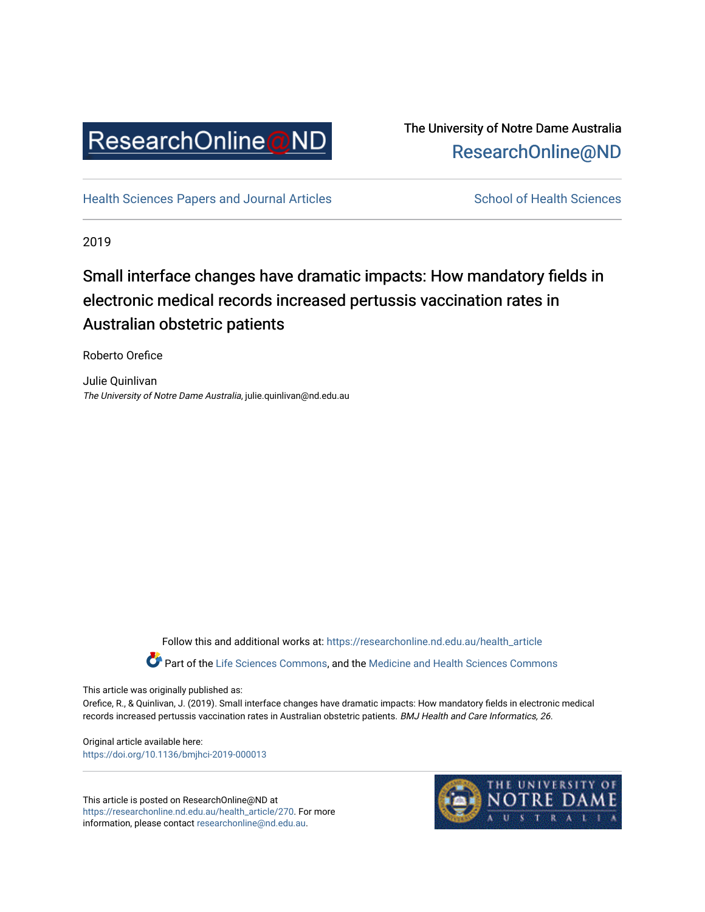ResearchOnline@ND

The University of Notre Dame Australia
ResearchOnline@ND

Health Sciences Papers and Journal Articles | School of Health Sciences

2019

# Small interface changes have dramatic impacts: How mandatory fields in electronic medical records increased pertussis vaccination rates in Australian obstetric patients

Roberto Orefice

Julie Quinlivan
*The University of Notre Dame Australia*, julie.quinlivan@nd.edu.au

Follow this and additional works at: https://researchonline.nd.edu.au/health_article

Part of the Life Sciences Commons, and the Medicine and Health Sciences Commons

This article was originally published as:
Orefice, R., & Quinlivan, J. (2019). Small interface changes have dramatic impacts: How mandatory fields in electronic medical records increased pertussis vaccination rates in Australian obstetric patients. *BMJ Health and Care Informatics, 26*.

Original article available here:
https://doi.org/10.1136/bmjhci-2019-000013

This article is posted on ResearchOnline@ND at https://researchonline.nd.edu.au/health_article/270. For more information, please contact researchonline@nd.edu.au.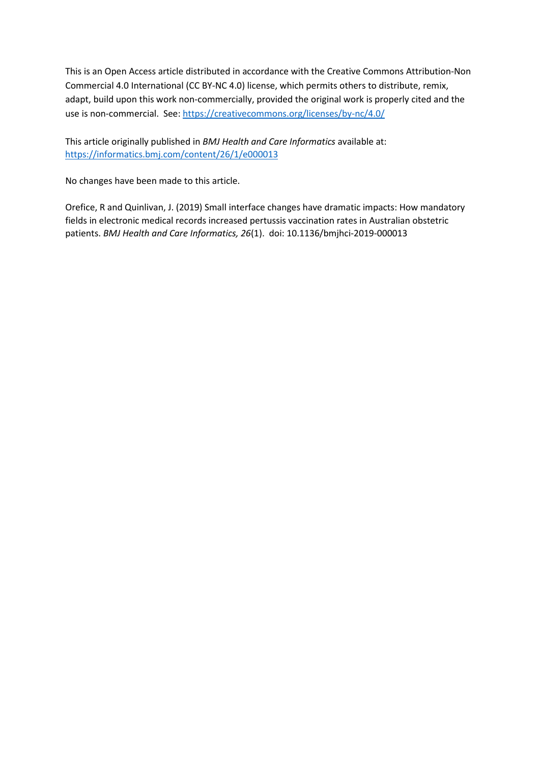This is an Open Access article distributed in accordance with the Creative Commons Attribution-Non Commercial 4.0 International (CC BY-NC 4.0) license, which permits others to distribute, remix, adapt, build upon this work non-commercially, provided the original work is properly cited and the use is non-commercial. See: https://creativecommons.org/licenses/by-nc/4.0/

This article originally published in *BMJ Health and Care Informatics* available at: https://informatics.bmj.com/content/26/1/e000013

No changes have been made to this article.

Orefice, R and Quinlivan, J. (2019) Small interface changes have dramatic impacts: How mandatory fields in electronic medical records increased pertussis vaccination rates in Australian obstetric patients. *BMJ Health and Care Informatics, 26*(1). doi: 10.1136/bmjhci-2019-000013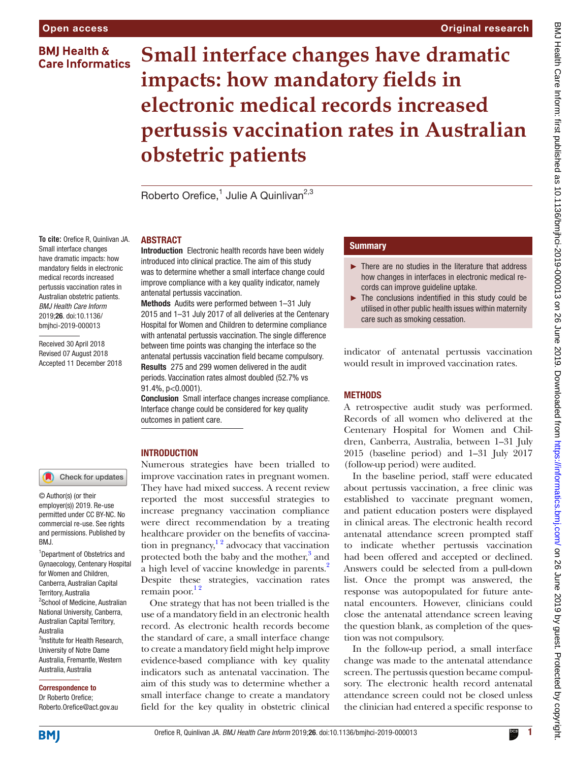# Small interface changes have dramatic impacts: how mandatory fields in electronic medical records increased pertussis vaccination rates in Australian obstetric patients

Roberto Orefice,[1] Julie A Quinlivan[2,3]

**To cite:** Orefice R, Quinlivan JA. Small interface changes have dramatic impacts: how mandatory fields in electronic medical records increased pertussis vaccination rates in Australian obstetric patients. *BMJ Health Care Inform* 2019;**26**. doi:10.1136/bmjhci-2019-000013

Received 30 April 2018
Revised 07 August 2018
Accepted 11 December 2018

© Author(s) (or their employer(s)) 2019. Re-use permitted under CC BY-NC. No commercial re-use. See rights and permissions. Published by BMJ.

[1]Department of Obstetrics and Gynaecology, Centenary Hospital for Women and Children, Canberra, Australian Capital Territory, Australia
[2]School of Medicine, Australian National University, Canberra, Australian Capital Territory, Australia
[3]Institute for Health Research, University of Notre Dame Australia, Fremantle, Western Australia, Australia

**Correspondence to**
Dr Roberto Orefice;
Roberto.Orefice@act.gov.au

## ABSTRACT

**Introduction** Electronic health records have been widely introduced into clinical practice. The aim of this study was to determine whether a small interface change could improve compliance with a key quality indicator, namely antenatal pertussis vaccination.

**Methods** Audits were performed between 1–31 July 2015 and 1–31 July 2017 of all deliveries at the Centenary Hospital for Women and Children to determine compliance with antenatal pertussis vaccination. The single difference between time points was changing the interface so the antenatal pertussis vaccination field became compulsory.

**Results** 275 and 299 women delivered in the audit periods. Vaccination rates almost doubled (52.7% vs 91.4%, p<0.0001).

**Conclusion** Small interface changes increase compliance. Interface change could be considered for key quality outcomes in patient care.

## Summary

- There are no studies in the literature that address how changes in interfaces in electronic medical records can improve guideline uptake.
- The conclusions indentified in this study could be utilised in other public health issues within maternity care such as smoking cessation.

## INTRODUCTION

Numerous strategies have been trialled to improve vaccination rates in pregnant women. They have had mixed success. A recent review reported the most successful strategies to increase pregnancy vaccination compliance were direct recommendation by a treating healthcare provider on the benefits of vaccination in pregnancy,[1,2] advocacy that vaccination protected both the baby and the mother,[3] and a high level of vaccine knowledge in parents.[2] Despite these strategies, vaccination rates remain poor.[1,2]

One strategy that has not been trialled is the use of a mandatory field in an electronic health record. As electronic health records become the standard of care, a small interface change to create a mandatory field might help improve evidence-based compliance with key quality indicators such as antenatal vaccination. The aim of this study was to determine whether a small interface change to create a mandatory field for the key quality in obstetric clinical indicator of antenatal pertussis vaccination would result in improved vaccination rates.

## METHODS

A retrospective audit study was performed. Records of all women who delivered at the Centenary Hospital for Women and Children, Canberra, Australia, between 1–31 July 2015 (baseline period) and 1–31 July 2017 (follow-up period) were audited.

In the baseline period, staff were educated about pertussis vaccination, a free clinic was established to vaccinate pregnant women, and patient education posters were displayed in clinical areas. The electronic health record antenatal attendance screen prompted staff to indicate whether pertussis vaccination had been offered and accepted or declined. Answers could be selected from a pull-down list. Once the prompt was answered, the response was autopopulated for future antenatal encounters. However, clinicians could close the antenatal attendance screen leaving the question blank, as completion of the question was not compulsory.

In the follow-up period, a small interface change was made to the antenatal attendance screen. The pertussis question became compulsory. The electronic health record antenatal attendance screen could not be closed unless the clinician had entered a specific response to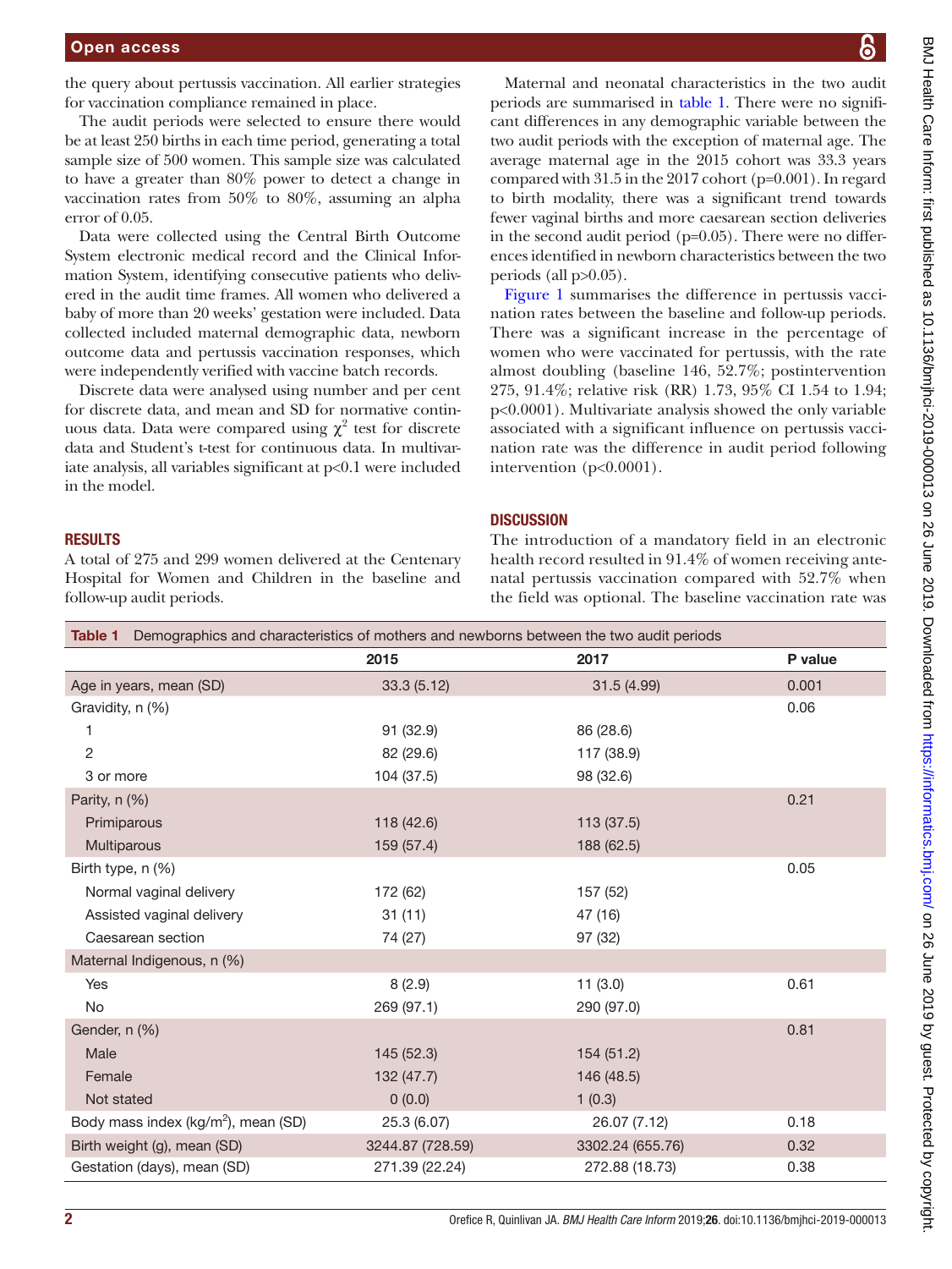the query about pertussis vaccination. All earlier strategies for vaccination compliance remained in place.

The audit periods were selected to ensure there would be at least 250 births in each time period, generating a total sample size of 500 women. This sample size was calculated to have a greater than 80% power to detect a change in vaccination rates from 50% to 80%, assuming an alpha error of 0.05.

Data were collected using the Central Birth Outcome System electronic medical record and the Clinical Information System, identifying consecutive patients who delivered in the audit time frames. All women who delivered a baby of more than 20 weeks' gestation were included. Data collected included maternal demographic data, newborn outcome data and pertussis vaccination responses, which were independently verified with vaccine batch records.

Discrete data were analysed using number and per cent for discrete data, and mean and SD for normative continuous data. Data were compared using $\chi^2$ test for discrete data and Student's t-test for continuous data. In multivariate analysis, all variables significant at $p<0.1$ were included in the model.

## RESULTS

A total of 275 and 299 women delivered at the Centenary Hospital for Women and Children in the baseline and follow-up audit periods.

Maternal and neonatal characteristics in the two audit periods are summarised in table 1. There were no significant differences in any demographic variable between the two audit periods with the exception of maternal age. The average maternal age in the 2015 cohort was 33.3 years compared with 31.5 in the 2017 cohort (p=0.001). In regard to birth modality, there was a significant trend towards fewer vaginal births and more caesarean section deliveries in the second audit period (p=0.05). There were no differences identified in newborn characteristics between the two periods (all p>0.05).

Figure 1 summarises the difference in pertussis vaccination rates between the baseline and follow-up periods. There was a significant increase in the percentage of women who were vaccinated for pertussis, with the rate almost doubling (baseline 146, 52.7%; postintervention 275, 91.4%; relative risk (RR) 1.73, 95% CI 1.54 to 1.94; p<0.0001). Multivariate analysis showed the only variable associated with a significant influence on pertussis vaccination rate was the difference in audit period following intervention (p<0.0001).

## DISCUSSION

The introduction of a mandatory field in an electronic health record resulted in 91.4% of women receiving antenatal pertussis vaccination compared with 52.7% when the field was optional. The baseline vaccination rate was

**Table 1** Demographics and characteristics of mothers and newborns between the two audit periods

| | 2015 | 2017 | P value |
|---|---|---|---|
| Age in years, mean (SD) | 33.3 (5.12) | 31.5 (4.99) | 0.001 |
| Gravidity, n (%) | | | 0.06 |
| 1 | 91 (32.9) | 86 (28.6) | |
| 2 | 82 (29.6) | 117 (38.9) | |
| 3 or more | 104 (37.5) | 98 (32.6) | |
| Parity, n (%) | | | 0.21 |
| Primiparous | 118 (42.6) | 113 (37.5) | |
| Multiparous | 159 (57.4) | 188 (62.5) | |
| Birth type, n (%) | | | 0.05 |
| Normal vaginal delivery | 172 (62) | 157 (52) | |
| Assisted vaginal delivery | 31 (11) | 47 (16) | |
| Caesarean section | 74 (27) | 97 (32) | |
| Maternal Indigenous, n (%) | | | |
| Yes | 8 (2.9) | 11 (3.0) | 0.61 |
| No | 269 (97.1) | 290 (97.0) | |
| Gender, n (%) | | | 0.81 |
| Male | 145 (52.3) | 154 (51.2) | |
| Female | 132 (47.7) | 146 (48.5) | |
| Not stated | 0 (0.0) | 1 (0.3) | |
| Body mass index (kg/m$^2$), mean (SD) | 25.3 (6.07) | 26.07 (7.12) | 0.18 |
| Birth weight (g), mean (SD) | 3244.87 (728.59) | 3302.24 (655.76) | 0.32 |
| Gestation (days), mean (SD) | 271.39 (22.24) | 272.88 (18.73) | 0.38 |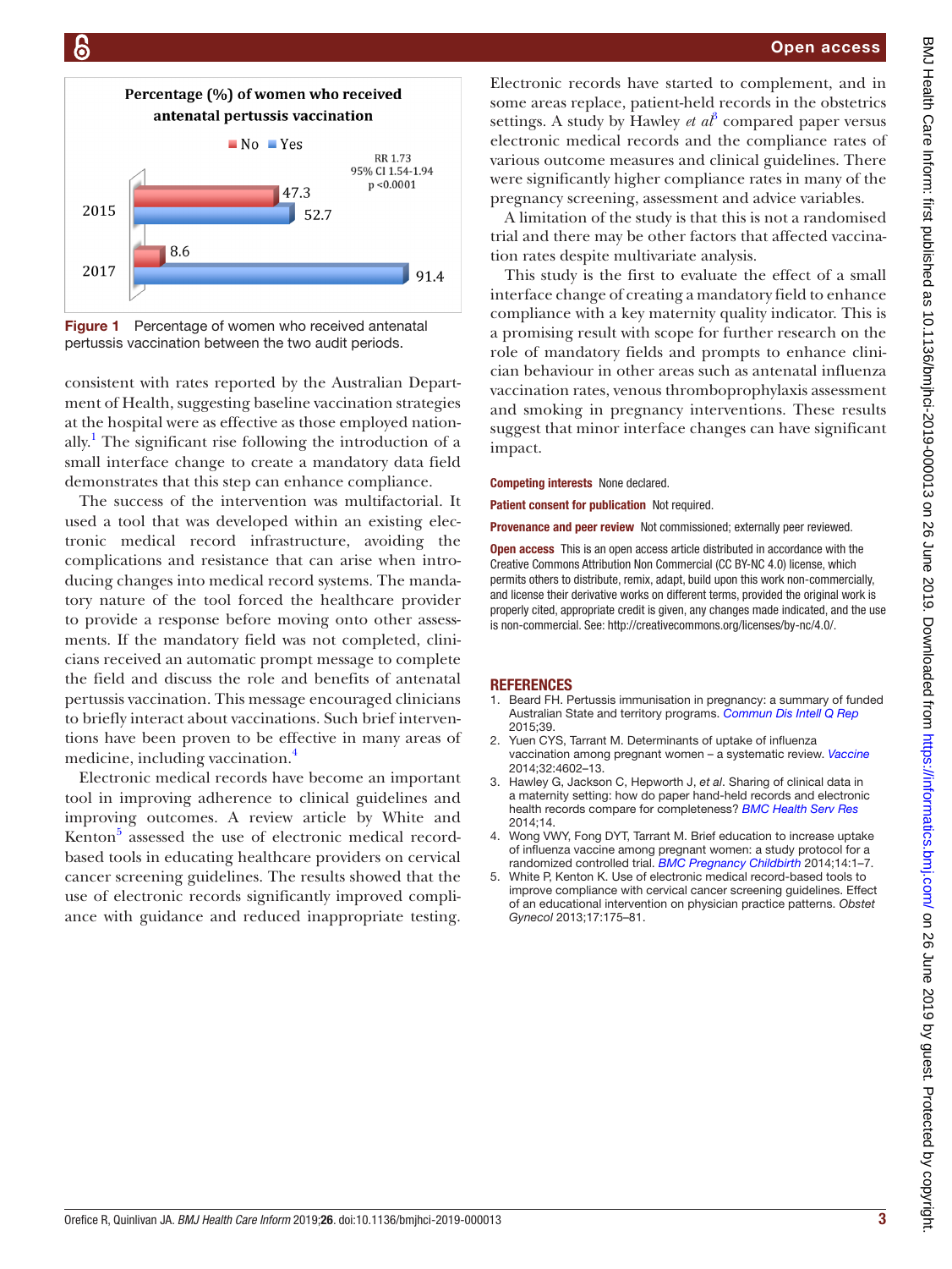Percentage (%) of women who received antenatal pertussis vaccination

No Yes

RR 1.73
95% CI 1.54-1.94
p <0.0001

2015
47.3
52.7

2017
8.6
91.4

**Figure 1** Percentage of women who received antenatal pertussis vaccination between the two audit periods.

consistent with rates reported by the Australian Department of Health, suggesting baseline vaccination strategies at the hospital were as effective as those employed nationally.[1] The significant rise following the introduction of a small interface change to create a mandatory data field demonstrates that this step can enhance compliance.

The success of the intervention was multifactorial. It used a tool that was developed within an existing electronic medical record infrastructure, avoiding the complications and resistance that can arise when introducing changes into medical record systems. The mandatory nature of the tool forced the healthcare provider to provide a response before moving onto other assessments. If the mandatory field was not completed, clinicians received an automatic prompt message to complete the field and discuss the role and benefits of antenatal pertussis vaccination. This message encouraged clinicians to briefly interact about vaccinations. Such brief interventions have been proven to be effective in many areas of medicine, including vaccination.[4]

Electronic medical records have become an important tool in improving adherence to clinical guidelines and improving outcomes. A review article by White and Kenton[5] assessed the use of electronic medical record-based tools in educating healthcare providers on cervical cancer screening guidelines. The results showed that the use of electronic records significantly improved compliance with guidance and reduced inappropriate testing.

Electronic records have started to complement, and in some areas replace, patient-held records in the obstetrics settings. A study by Hawley *et al*[3] compared paper versus electronic medical records and the compliance rates of various outcome measures and clinical guidelines. There were significantly higher compliance rates in many of the pregnancy screening, assessment and advice variables.

A limitation of the study is that this is not a randomised trial and there may be other factors that affected vaccination rates despite multivariate analysis.

This study is the first to evaluate the effect of a small interface change of creating a mandatory field to enhance compliance with a key maternity quality indicator. This is a promising result with scope for further research on the role of mandatory fields and prompts to enhance clinician behaviour in other areas such as antenatal influenza vaccination rates, venous thromboprophylaxis assessment and smoking in pregnancy interventions. These results suggest that minor interface changes can have significant impact.

**Competing interests** None declared.

**Patient consent for publication** Not required.

**Provenance and peer review** Not commissioned; externally peer reviewed.

**Open access** This is an open access article distributed in accordance with the Creative Commons Attribution Non Commercial (CC BY-NC 4.0) license, which permits others to distribute, remix, adapt, build upon this work non-commercially, and license their derivative works on different terms, provided the original work is properly cited, appropriate credit is given, any changes made indicated, and the use is non-commercial. See: http://creativecommons.org/licenses/by-nc/4.0/.

## REFERENCES

1. Beard FH. Pertussis immunisation in pregnancy: a summary of funded Australian State and territory programs. *Commun Dis Intell Q Rep* 2015;39.
2. Yuen CYS, Tarrant M. Determinants of uptake of influenza vaccination among pregnant women – a systematic review. *Vaccine* 2014;32:4602–13.
3. Hawley G, Jackson C, Hepworth J, *et al*. Sharing of clinical data in a maternity setting: how do paper hand-held records and electronic health records compare for completeness? *BMC Health Serv Res* 2014;14.
4. Wong VWY, Fong DYT, Tarrant M. Brief education to increase uptake of influenza vaccine among pregnant women: a study protocol for a randomized controlled trial. *BMC Pregnancy Childbirth* 2014;14:1–7.
5. White P, Kenton K. Use of electronic medical record-based tools to improve compliance with cervical cancer screening guidelines. Effect of an educational intervention on physician practice patterns. *Obstet Gynecol* 2013;17:175–81.